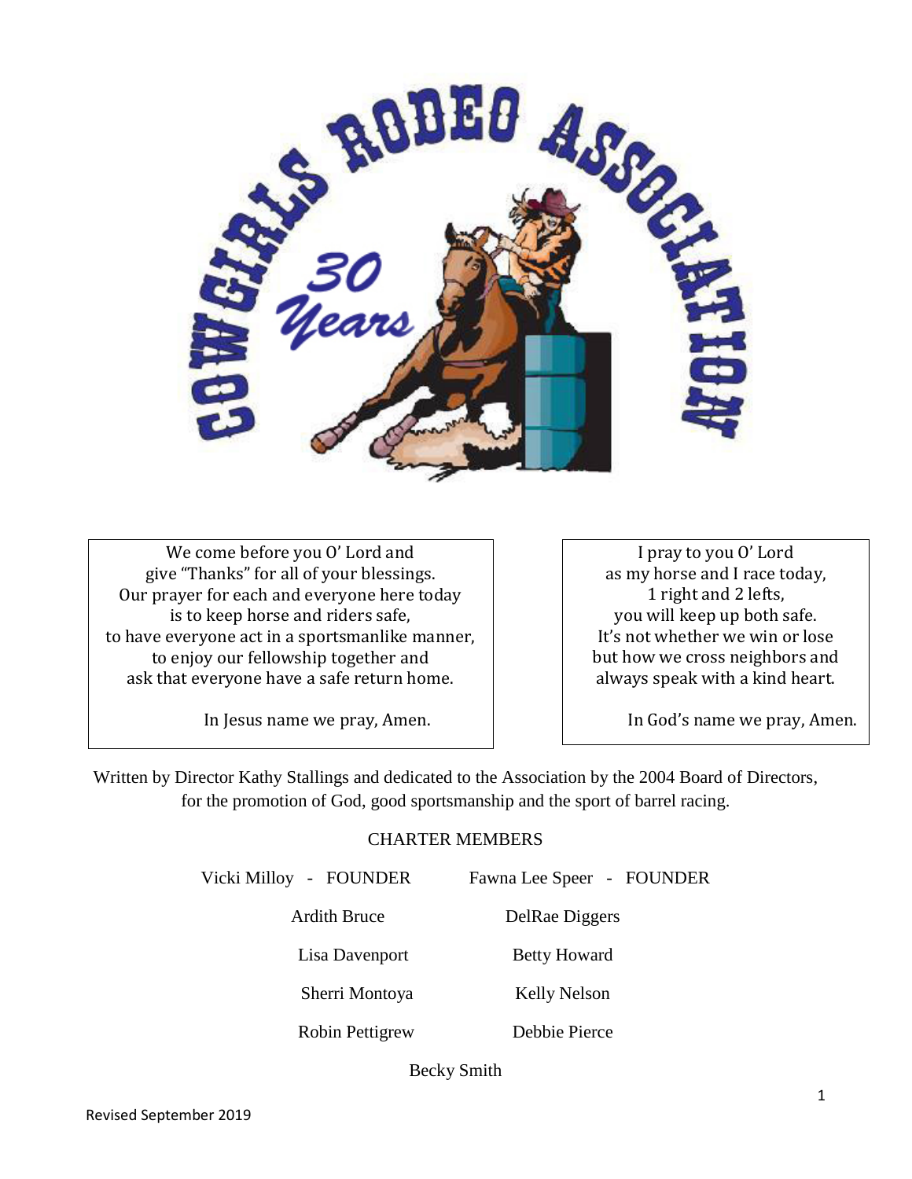# COWGIRLS RODEO ASSOCIATION

30 Years

We come before you O' Lord and
give "Thanks" for all of your blessings.
Our prayer for each and everyone here today
is to keep horse and riders safe,
to have everyone act in a sportsmanlike manner,
to enjoy our fellowship together and
ask that everyone have a safe return home.

In Jesus name we pray, Amen.

I pray to you O' Lord
as my horse and I race today,
1 right and 2 lefts,
you will keep up both safe.
It's not whether we win or lose
but how we cross neighbors and
always speak with a kind heart.

In God's name we pray, Amen.

Written by Director Kathy Stallings and dedicated to the Association by the 2004 Board of Directors, for the promotion of God, good sportsmanship and the sport of barrel racing.

## CHARTER MEMBERS

Vicki Milloy - FOUNDER

Fawna Lee Speer - FOUNDER

Ardith Bruce

DelRae Diggers

Lisa Davenport

Betty Howard

Sherri Montoya

Kelly Nelson

Robin Pettigrew

Debbie Pierce

Becky Smith

Revised September 2019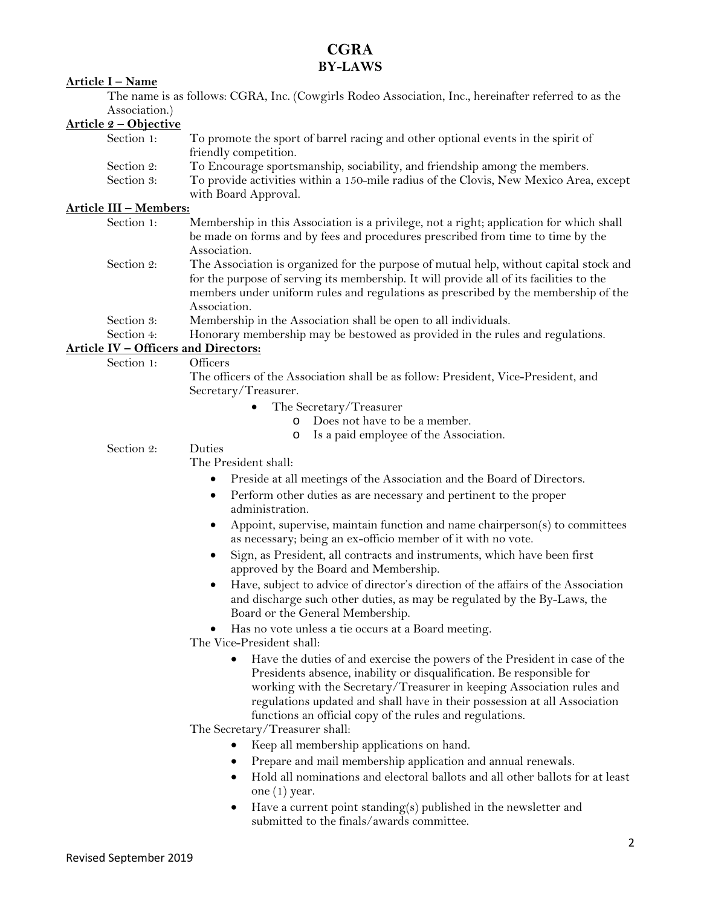# CGRA
## BY-LAWS

**Article I – Name**

The name is as follows: CGRA, Inc. (Cowgirls Rodeo Association, Inc., hereinafter referred to as the Association.)

**Article 2 – Objective**

Section 1: To promote the sport of barrel racing and other optional events in the spirit of friendly competition.

Section 2: To Encourage sportsmanship, sociability, and friendship among the members.

Section 3: To provide activities within a 150-mile radius of the Clovis, New Mexico Area, except with Board Approval.

**Article III – Members:**

Section 1: Membership in this Association is a privilege, not a right; application for which shall be made on forms and by fees and procedures prescribed from time to time by the Association.

Section 2: The Association is organized for the purpose of mutual help, without capital stock and for the purpose of serving its membership. It will provide all of its facilities to the members under uniform rules and regulations as prescribed by the membership of the Association.

Section 3: Membership in the Association shall be open to all individuals.

Section 4: Honorary membership may be bestowed as provided in the rules and regulations.

**Article IV – Officers and Directors:**

Section 1: Officers

The officers of the Association shall be as follow: President, Vice-President, and Secretary/Treasurer.

- The Secretary/Treasurer
  - Does not have to be a member.
  - Is a paid employee of the Association.

Section 2: Duties

The President shall:

- Preside at all meetings of the Association and the Board of Directors.
- Perform other duties as are necessary and pertinent to the proper administration.
- Appoint, supervise, maintain function and name chairperson(s) to committees as necessary; being an ex-officio member of it with no vote.
- Sign, as President, all contracts and instruments, which have been first approved by the Board and Membership.
- Have, subject to advice of director's direction of the affairs of the Association and discharge such other duties, as may be regulated by the By-Laws, the Board or the General Membership.
- Has no vote unless a tie occurs at a Board meeting.

The Vice-President shall:

- Have the duties of and exercise the powers of the President in case of the Presidents absence, inability or disqualification. Be responsible for working with the Secretary/Treasurer in keeping Association rules and regulations updated and shall have in their possession at all Association functions an official copy of the rules and regulations.

The Secretary/Treasurer shall:

- Keep all membership applications on hand.
- Prepare and mail membership application and annual renewals.
- Hold all nominations and electoral ballots and all other ballots for at least one (1) year.
- Have a current point standing(s) published in the newsletter and submitted to the finals/awards committee.

Revised September 2019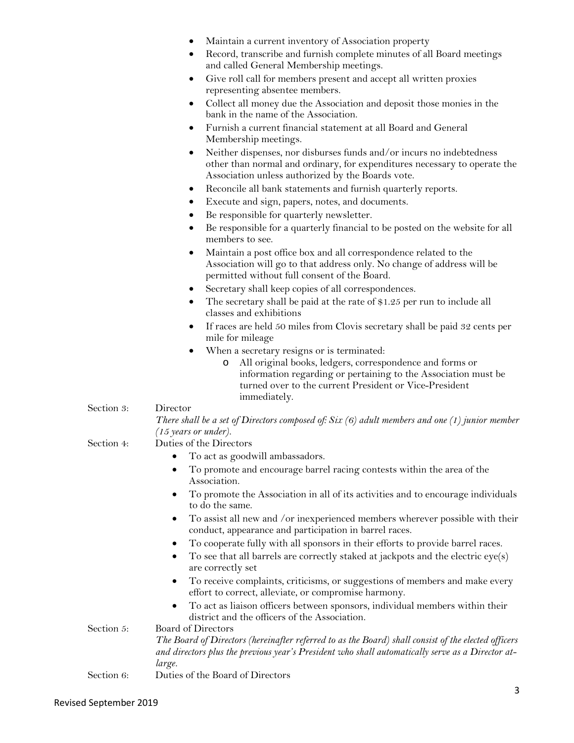- Maintain a current inventory of Association property
- Record, transcribe and furnish complete minutes of all Board meetings and called General Membership meetings.
- Give roll call for members present and accept all written proxies representing absentee members.
- Collect all money due the Association and deposit those monies in the bank in the name of the Association.
- Furnish a current financial statement at all Board and General Membership meetings.
- Neither dispenses, nor disburses funds and/or incurs no indebtedness other than normal and ordinary, for expenditures necessary to operate the Association unless authorized by the Boards vote.
- Reconcile all bank statements and furnish quarterly reports.
- Execute and sign, papers, notes, and documents.
- Be responsible for quarterly newsletter.
- Be responsible for a quarterly financial to be posted on the website for all members to see.
- Maintain a post office box and all correspondence related to the Association will go to that address only. No change of address will be permitted without full consent of the Board.
- Secretary shall keep copies of all correspondences.
- The secretary shall be paid at the rate of $1.25 per run to include all classes and exhibitions
- If races are held 50 miles from Clovis secretary shall be paid 32 cents per mile for mileage
- When a secretary resigns or is terminated:
  - All original books, ledgers, correspondence and forms or information regarding or pertaining to the Association must be turned over to the current President or Vice-President immediately.

Section 3: Director

*There shall be a set of Directors composed of: Six (6) adult members and one (1) junior member (15 years or under).*

Section 4: Duties of the Directors

- To act as goodwill ambassadors.
- To promote and encourage barrel racing contests within the area of the Association.
- To promote the Association in all of its activities and to encourage individuals to do the same.
- To assist all new and /or inexperienced members wherever possible with their conduct, appearance and participation in barrel races.
- To cooperate fully with all sponsors in their efforts to provide barrel races.
- To see that all barrels are correctly staked at jackpots and the electric eye(s) are correctly set
- To receive complaints, criticisms, or suggestions of members and make every effort to correct, alleviate, or compromise harmony.
- To act as liaison officers between sponsors, individual members within their district and the officers of the Association.

Section 5: Board of Directors

*The Board of Directors (hereinafter referred to as the Board) shall consist of the elected officers and directors plus the previous year's President who shall automatically serve as a Director at-large.*

Section 6: Duties of the Board of Directors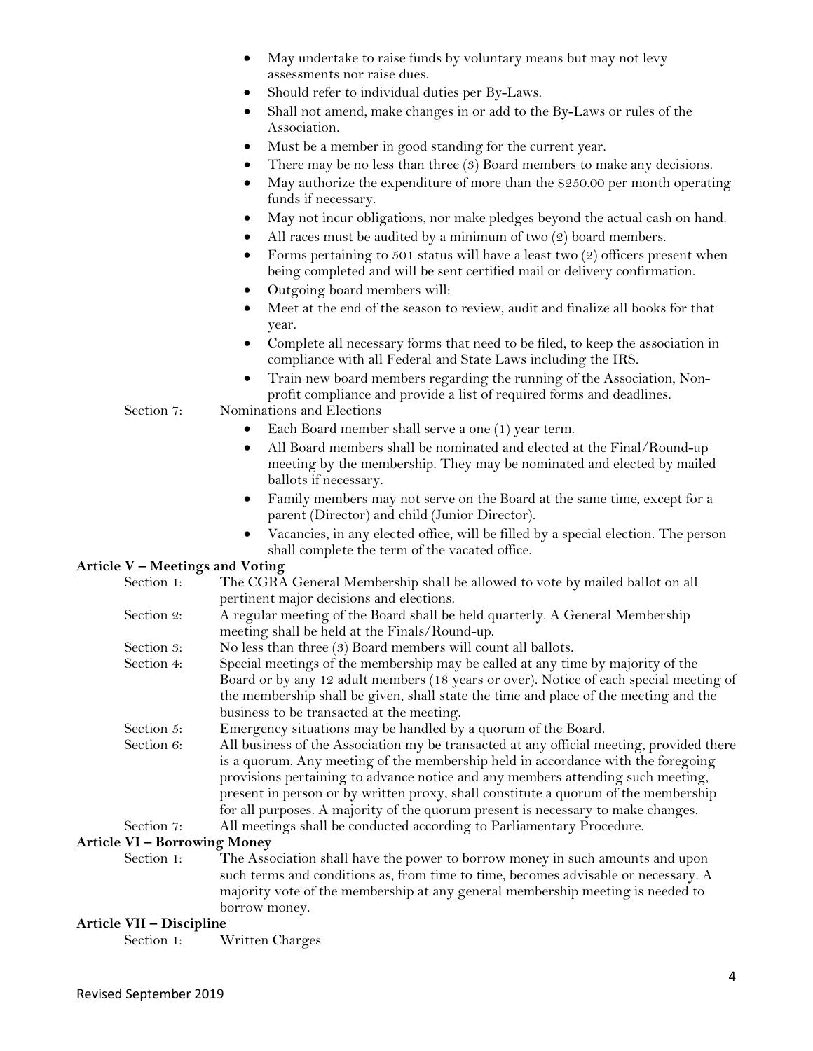- May undertake to raise funds by voluntary means but may not levy assessments nor raise dues.
- Should refer to individual duties per By-Laws.
- Shall not amend, make changes in or add to the By-Laws or rules of the Association.
- Must be a member in good standing for the current year.
- There may be no less than three (3) Board members to make any decisions.
- May authorize the expenditure of more than the $250.00 per month operating funds if necessary.
- May not incur obligations, nor make pledges beyond the actual cash on hand.
- All races must be audited by a minimum of two (2) board members.
- Forms pertaining to 501 status will have a least two (2) officers present when being completed and will be sent certified mail or delivery confirmation.
- Outgoing board members will:
- Meet at the end of the season to review, audit and finalize all books for that year.
- Complete all necessary forms that need to be filed, to keep the association in compliance with all Federal and State Laws including the IRS.
- Train new board members regarding the running of the Association, Non-profit compliance and provide a list of required forms and deadlines.

Section 7: Nominations and Elections

- Each Board member shall serve a one (1) year term.
- All Board members shall be nominated and elected at the Final/Round-up meeting by the membership. They may be nominated and elected by mailed ballots if necessary.
- Family members may not serve on the Board at the same time, except for a parent (Director) and child (Junior Director).
- Vacancies, in any elected office, will be filled by a special election. The person shall complete the term of the vacated office.

## Article V – Meetings and Voting

Section 1: The CGRA General Membership shall be allowed to vote by mailed ballot on all pertinent major decisions and elections.

Section 2: A regular meeting of the Board shall be held quarterly. A General Membership meeting shall be held at the Finals/Round-up.

Section 3: No less than three (3) Board members will count all ballots.

Section 4: Special meetings of the membership may be called at any time by majority of the Board or by any 12 adult members (18 years or over). Notice of each special meeting of the membership shall be given, shall state the time and place of the meeting and the business to be transacted at the meeting.

Section 5: Emergency situations may be handled by a quorum of the Board.

Section 6: All business of the Association my be transacted at any official meeting, provided there is a quorum. Any meeting of the membership held in accordance with the foregoing provisions pertaining to advance notice and any members attending such meeting, present in person or by written proxy, shall constitute a quorum of the membership for all purposes. A majority of the quorum present is necessary to make changes.

Section 7: All meetings shall be conducted according to Parliamentary Procedure.

## Article VI – Borrowing Money

Section 1: The Association shall have the power to borrow money in such amounts and upon such terms and conditions as, from time to time, becomes advisable or necessary. A majority vote of the membership at any general membership meeting is needed to borrow money.

## Article VII – Discipline

Section 1: Written Charges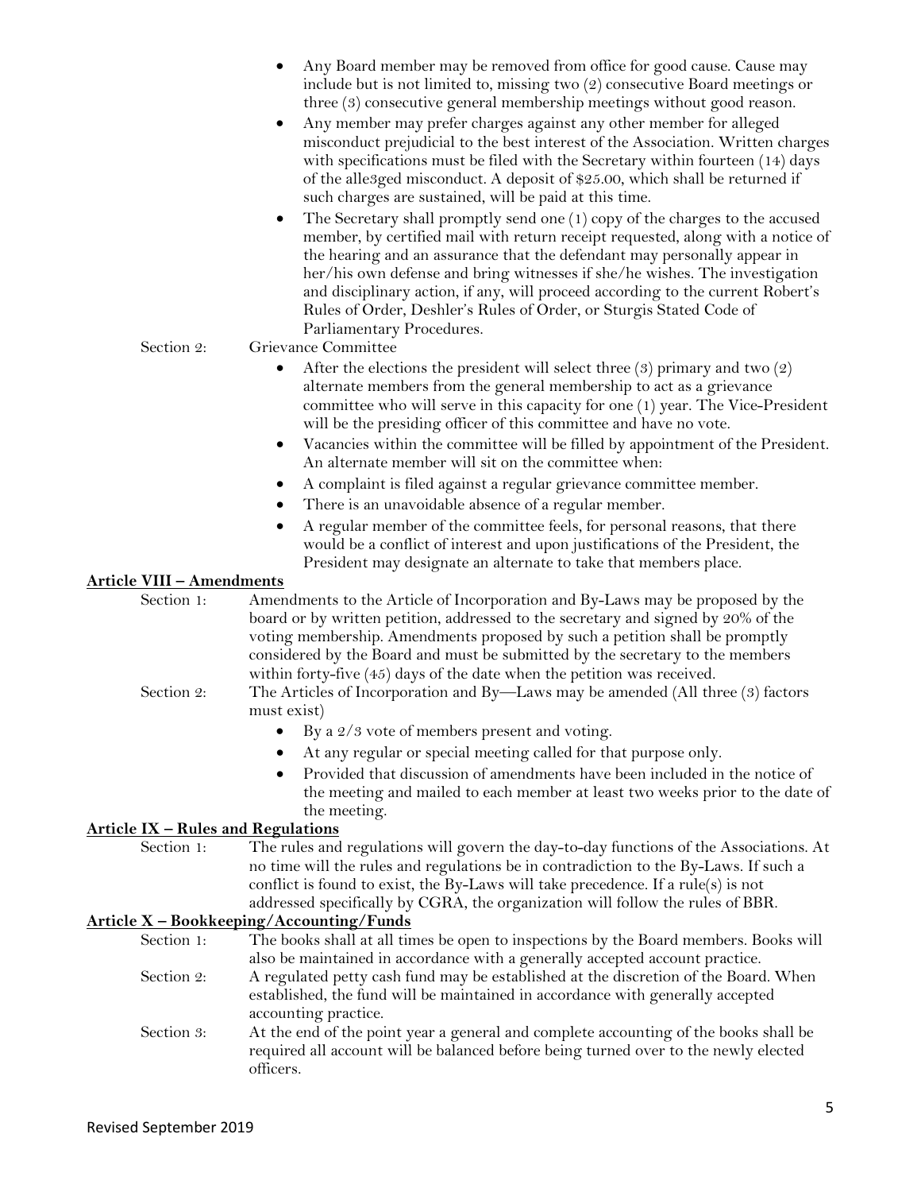- Any Board member may be removed from office for good cause. Cause may include but is not limited to, missing two (2) consecutive Board meetings or three (3) consecutive general membership meetings without good reason.
- Any member may prefer charges against any other member for alleged misconduct prejudicial to the best interest of the Association. Written charges with specifications must be filed with the Secretary within fourteen (14) days of the alle3ged misconduct. A deposit of $25.00, which shall be returned if such charges are sustained, will be paid at this time.
- The Secretary shall promptly send one (1) copy of the charges to the accused member, by certified mail with return receipt requested, along with a notice of the hearing and an assurance that the defendant may personally appear in her/his own defense and bring witnesses if she/he wishes. The investigation and disciplinary action, if any, will proceed according to the current Robert's Rules of Order, Deshler's Rules of Order, or Sturgis Stated Code of Parliamentary Procedures.

Section 2: Grievance Committee

- After the elections the president will select three (3) primary and two (2) alternate members from the general membership to act as a grievance committee who will serve in this capacity for one (1) year. The Vice-President will be the presiding officer of this committee and have no vote.
- Vacancies within the committee will be filled by appointment of the President. An alternate member will sit on the committee when:
- A complaint is filed against a regular grievance committee member.
- There is an unavoidable absence of a regular member.
- A regular member of the committee feels, for personal reasons, that there would be a conflict of interest and upon justifications of the President, the President may designate an alternate to take that members place.

## Article VIII – Amendments

Section 1: Amendments to the Article of Incorporation and By-Laws may be proposed by the board or by written petition, addressed to the secretary and signed by 20% of the voting membership. Amendments proposed by such a petition shall be promptly considered by the Board and must be submitted by the secretary to the members within forty-five (45) days of the date when the petition was received.

Section 2: The Articles of Incorporation and By—Laws may be amended (All three (3) factors must exist)

- By a 2/3 vote of members present and voting.
- At any regular or special meeting called for that purpose only.
- Provided that discussion of amendments have been included in the notice of the meeting and mailed to each member at least two weeks prior to the date of the meeting.

## Article IX – Rules and Regulations

Section 1: The rules and regulations will govern the day-to-day functions of the Associations. At no time will the rules and regulations be in contradiction to the By-Laws. If such a conflict is found to exist, the By-Laws will take precedence. If a rule(s) is not addressed specifically by CGRA, the organization will follow the rules of BBR.

## Article X – Bookkeeping/Accounting/Funds

Section 1: The books shall at all times be open to inspections by the Board members. Books will also be maintained in accordance with a generally accepted account practice.

Section 2: A regulated petty cash fund may be established at the discretion of the Board. When established, the fund will be maintained in accordance with generally accepted accounting practice.

Section 3: At the end of the point year a general and complete accounting of the books shall be required all account will be balanced before being turned over to the newly elected officers.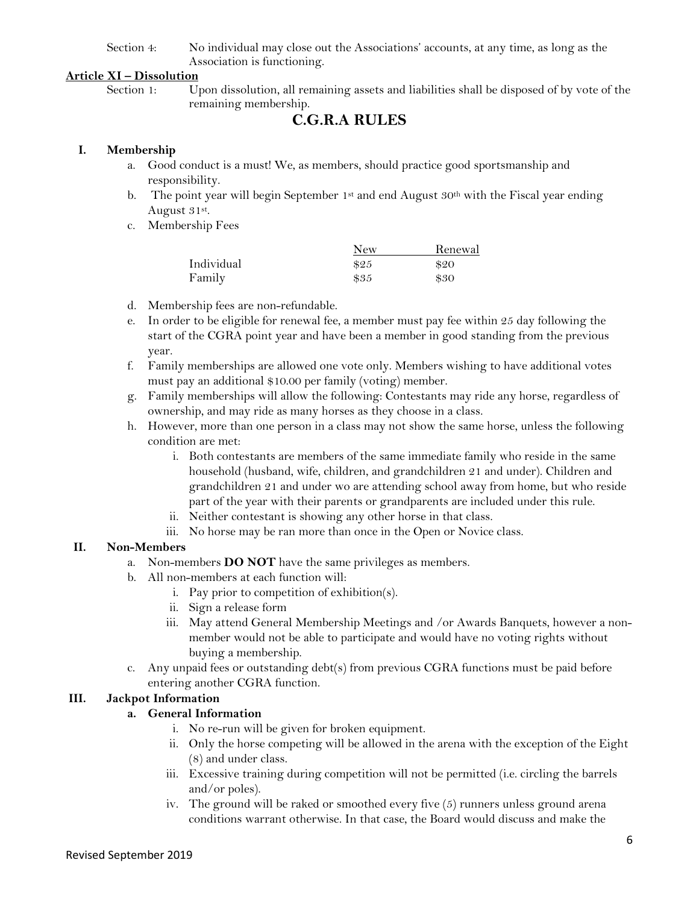Section 4: No individual may close out the Associations' accounts, at any time, as long as the Association is functioning.

**Article XI – Dissolution**

Section 1: Upon dissolution, all remaining assets and liabilities shall be disposed of by vote of the remaining membership.

## C.G.R.A RULES

**I. Membership**

a. Good conduct is a must! We, as members, should practice good sportsmanship and responsibility.

b. The point year will begin September 1st and end August 30th with the Fiscal year ending August 31st.

c. Membership Fees

| | New | Renewal |
|---|---|---|
| Individual | $25 | $20 |
| Family | $35 | $30 |

d. Membership fees are non-refundable.

e. In order to be eligible for renewal fee, a member must pay fee within 25 day following the start of the CGRA point year and have been a member in good standing from the previous year.

f. Family memberships are allowed one vote only. Members wishing to have additional votes must pay an additional $10.00 per family (voting) member.

g. Family memberships will allow the following: Contestants may ride any horse, regardless of ownership, and may ride as many horses as they choose in a class.

h. However, more than one person in a class may not show the same horse, unless the following condition are met:

   i. Both contestants are members of the same immediate family who reside in the same household (husband, wife, children, and grandchildren 21 and under). Children and grandchildren 21 and under wo are attending school away from home, but who reside part of the year with their parents or grandparents are included under this rule.

   ii. Neither contestant is showing any other horse in that class.

   iii. No horse may be ran more than once in the Open or Novice class.

**II. Non-Members**

a. Non-members **DO NOT** have the same privileges as members.

b. All non-members at each function will:

   i. Pay prior to competition of exhibition(s).

   ii. Sign a release form

   iii. May attend General Membership Meetings and /or Awards Banquets, however a non-member would not be able to participate and would have no voting rights without buying a membership.

c. Any unpaid fees or outstanding debt(s) from previous CGRA functions must be paid before entering another CGRA function.

**III. Jackpot Information**

**a. General Information**

   i. No re-run will be given for broken equipment.

   ii. Only the horse competing will be allowed in the arena with the exception of the Eight (8) and under class.

   iii. Excessive training during competition will not be permitted (i.e. circling the barrels and/or poles).

   iv. The ground will be raked or smoothed every five (5) runners unless ground arena conditions warrant otherwise. In that case, the Board would discuss and make the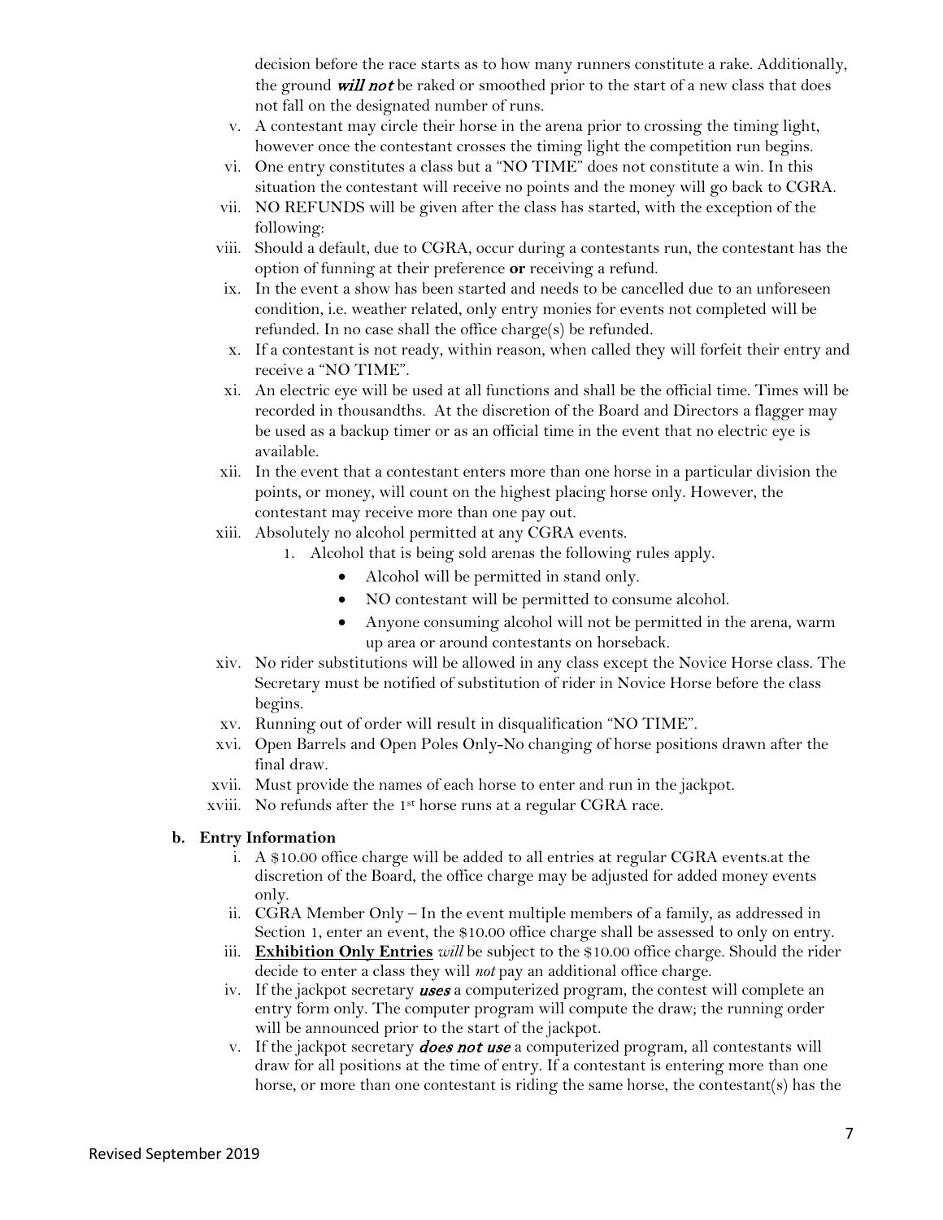decision before the race starts as to how many runners constitute a rake. Additionally, the ground ***will not*** be raked or smoothed prior to the start of a new class that does not fall on the designated number of runs.

v. A contestant may circle their horse in the arena prior to crossing the timing light, however once the contestant crosses the timing light the competition run begins.

vi. One entry constitutes a class but a "NO TIME" does not constitute a win. In this situation the contestant will receive no points and the money will go back to CGRA.

vii. NO REFUNDS will be given after the class has started, with the exception of the following:

viii. Should a default, due to CGRA, occur during a contestants run, the contestant has the option of funning at their preference **or** receiving a refund.

ix. In the event a show has been started and needs to be cancelled due to an unforeseen condition, i.e. weather related, only entry monies for events not completed will be refunded. In no case shall the office charge(s) be refunded.

x. If a contestant is not ready, within reason, when called they will forfeit their entry and receive a "NO TIME".

xi. An electric eye will be used at all functions and shall be the official time. Times will be recorded in thousandths. At the discretion of the Board and Directors a flagger may be used as a backup timer or as an official time in the event that no electric eye is available.

xii. In the event that a contestant enters more than one horse in a particular division the points, or money, will count on the highest placing horse only. However, the contestant may receive more than one pay out.

xiii. Absolutely no alcohol permitted at any CGRA events.

   1. Alcohol that is being sold arenas the following rules apply.
      - Alcohol will be permitted in stand only.
      - NO contestant will be permitted to consume alcohol.
      - Anyone consuming alcohol will not be permitted in the arena, warm up area or around contestants on horseback.

xiv. No rider substitutions will be allowed in any class except the Novice Horse class. The Secretary must be notified of substitution of rider in Novice Horse before the class begins.

xv. Running out of order will result in disqualification "NO TIME".

xvi. Open Barrels and Open Poles Only-No changing of horse positions drawn after the final draw.

xvii. Must provide the names of each horse to enter and run in the jackpot.

xviii. No refunds after the 1st horse runs at a regular CGRA race.

**b. Entry Information**

i. A $10.00 office charge will be added to all entries at regular CGRA events.at the discretion of the Board, the office charge may be adjusted for added money events only.

ii. CGRA Member Only – In the event multiple members of a family, as addressed in Section 1, enter an event, the $10.00 office charge shall be assessed to only on entry.

iii. **Exhibition Only Entries** *will* be subject to the $10.00 office charge. Should the rider decide to enter a class they will *not* pay an additional office charge.

iv. If the jackpot secretary ***uses*** a computerized program, the contest will complete an entry form only. The computer program will compute the draw; the running order will be announced prior to the start of the jackpot.

v. If the jackpot secretary ***does not use*** a computerized program, all contestants will draw for all positions at the time of entry. If a contestant is entering more than one horse, or more than one contestant is riding the same horse, the contestant(s) has the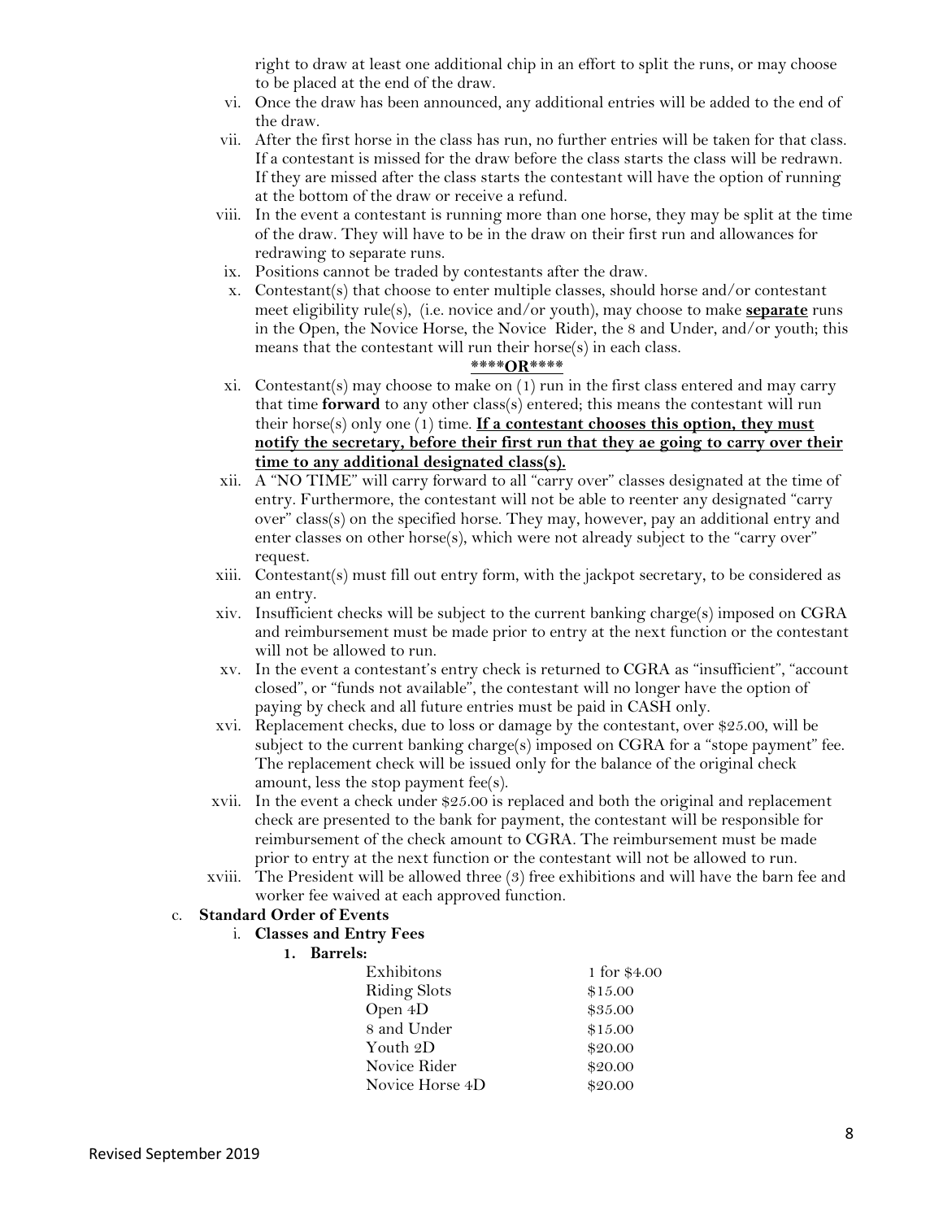right to draw at least one additional chip in an effort to split the runs, or may choose to be placed at the end of the draw.

vi. Once the draw has been announced, any additional entries will be added to the end of the draw.

vii. After the first horse in the class has run, no further entries will be taken for that class. If a contestant is missed for the draw before the class starts the class will be redrawn. If they are missed after the class starts the contestant will have the option of running at the bottom of the draw or receive a refund.

viii. In the event a contestant is running more than one horse, they may be split at the time of the draw. They will have to be in the draw on their first run and allowances for redrawing to separate runs.

ix. Positions cannot be traded by contestants after the draw.

x. Contestant(s) that choose to enter multiple classes, should horse and/or contestant meet eligibility rule(s), (i.e. novice and/or youth), may choose to make **<u>separate</u>** runs in the Open, the Novice Horse, the Novice Rider, the 8 and Under, and/or youth; this means that the contestant will run their horse(s) in each class.

**<u>****OR****</u>**

xi. Contestant(s) may choose to make on (1) run in the first class entered and may carry that time **forward** to any other class(s) entered; this means the contestant will run their horse(s) only one (1) time. **<u>If a contestant chooses this option, they must notify the secretary, before their first run that they ae going to carry over their time to any additional designated class(s).</u>**

xii. A "NO TIME" will carry forward to all "carry over" classes designated at the time of entry. Furthermore, the contestant will not be able to reenter any designated "carry over" class(s) on the specified horse. They may, however, pay an additional entry and enter classes on other horse(s), which were not already subject to the "carry over" request.

xiii. Contestant(s) must fill out entry form, with the jackpot secretary, to be considered as an entry.

xiv. Insufficient checks will be subject to the current banking charge(s) imposed on CGRA and reimbursement must be made prior to entry at the next function or the contestant will not be allowed to run.

xv. In the event a contestant's entry check is returned to CGRA as "insufficient", "account closed", or "funds not available", the contestant will no longer have the option of paying by check and all future entries must be paid in CASH only.

xvi. Replacement checks, due to loss or damage by the contestant, over $25.00, will be subject to the current banking charge(s) imposed on CGRA for a "stope payment" fee. The replacement check will be issued only for the balance of the original check amount, less the stop payment fee(s).

xvii. In the event a check under $25.00 is replaced and both the original and replacement check are presented to the bank for payment, the contestant will be responsible for reimbursement of the check amount to CGRA. The reimbursement must be made prior to entry at the next function or the contestant will not be allowed to run.

xviii. The President will be allowed three (3) free exhibitions and will have the barn fee and worker fee waived at each approved function.

c. **Standard Order of Events**

i. **Classes and Entry Fees**

1. **Barrels:**

| | |
|---|---|
| Exhibitons | 1 for $4.00 |
| Riding Slots | $15.00 |
| Open 4D | $35.00 |
| 8 and Under | $15.00 |
| Youth 2D | $20.00 |
| Novice Rider | $20.00 |
| Novice Horse 4D | $20.00 |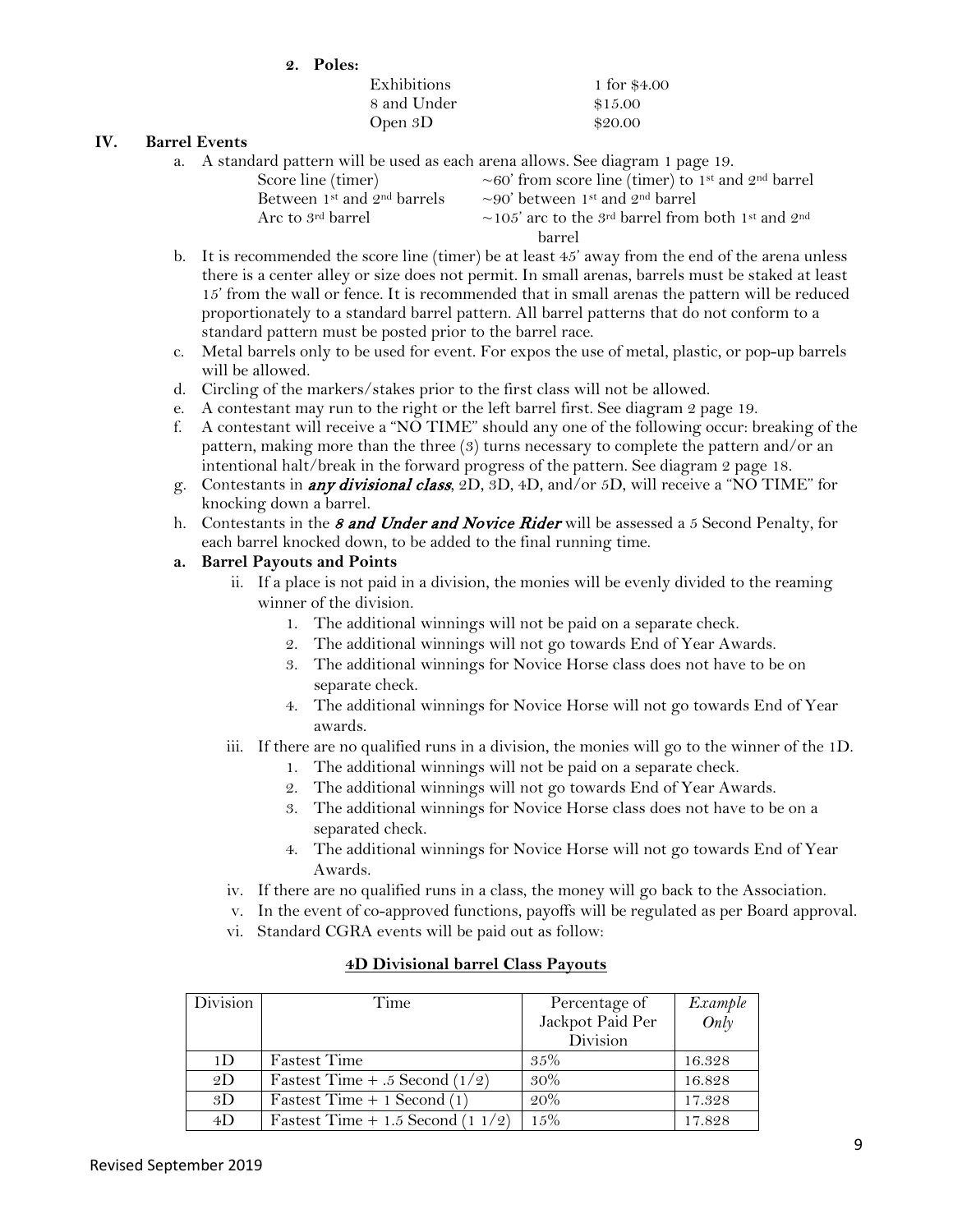**2. Poles:**

| | |
|---|---|
| Exhibitions | 1 for $4.00 |
| 8 and Under | $15.00 |
| Open 3D | $20.00 |

## IV. Barrel Events

a. A standard pattern will be used as each arena allows. See diagram 1 page 19.

| | |
|---|---|
| Score line (timer) | ~60' from score line (timer) to 1st and 2nd barrel |
| Between 1st and 2nd barrels | ~90' between 1st and 2nd barrel |
| Arc to 3rd barrel | ~105' arc to the 3rd barrel from both 1st and 2nd barrel |

b. It is recommended the score line (timer) be at least 45' away from the end of the arena unless there is a center alley or size does not permit. In small arenas, barrels must be staked at least 15' from the wall or fence. It is recommended that in small arenas the pattern will be reduced proportionately to a standard barrel pattern. All barrel patterns that do not conform to a standard pattern must be posted prior to the barrel race.

c. Metal barrels only to be used for event. For expos the use of metal, plastic, or pop-up barrels will be allowed.

d. Circling of the markers/stakes prior to the first class will not be allowed.

e. A contestant may run to the right or the left barrel first. See diagram 2 page 19.

f. A contestant will receive a "NO TIME" should any one of the following occur: breaking of the pattern, making more than the three (3) turns necessary to complete the pattern and/or an intentional halt/break in the forward progress of the pattern. See diagram 2 page 18.

g. Contestants in ***any divisional class***, 2D, 3D, 4D, and/or 5D, will receive a "NO TIME" for knocking down a barrel.

h. Contestants in the ***8 and Under and Novice Rider*** will be assessed a 5 Second Penalty, for each barrel knocked down, to be added to the final running time.

**a. Barrel Payouts and Points**

ii. If a place is not paid in a division, the monies will be evenly divided to the reaming winner of the division.

1. The additional winnings will not be paid on a separate check.
2. The additional winnings will not go towards End of Year Awards.
3. The additional winnings for Novice Horse class does not have to be on separate check.
4. The additional winnings for Novice Horse will not go towards End of Year awards.

iii. If there are no qualified runs in a division, the monies will go to the winner of the 1D.

1. The additional winnings will not be paid on a separate check.
2. The additional winnings will not go towards End of Year Awards.
3. The additional winnings for Novice Horse class does not have to be on a separated check.
4. The additional winnings for Novice Horse will not go towards End of Year Awards.

iv. If there are no qualified runs in a class, the money will go back to the Association.

v. In the event of co-approved functions, payoffs will be regulated as per Board approval.

vi. Standard CGRA events will be paid out as follow:

**4D Divisional barrel Class Payouts**

| Division | Time | Percentage of Jackpot Paid Per Division | *Example Only* |
|---|---|---|---|
| 1D | Fastest Time | 35% | 16.328 |
| 2D | Fastest Time + .5 Second (1/2) | 30% | 16.828 |
| 3D | Fastest Time + 1 Second (1) | 20% | 17.328 |
| 4D | Fastest Time + 1.5 Second (1 1/2) | 15% | 17.828 |

Revised September 2019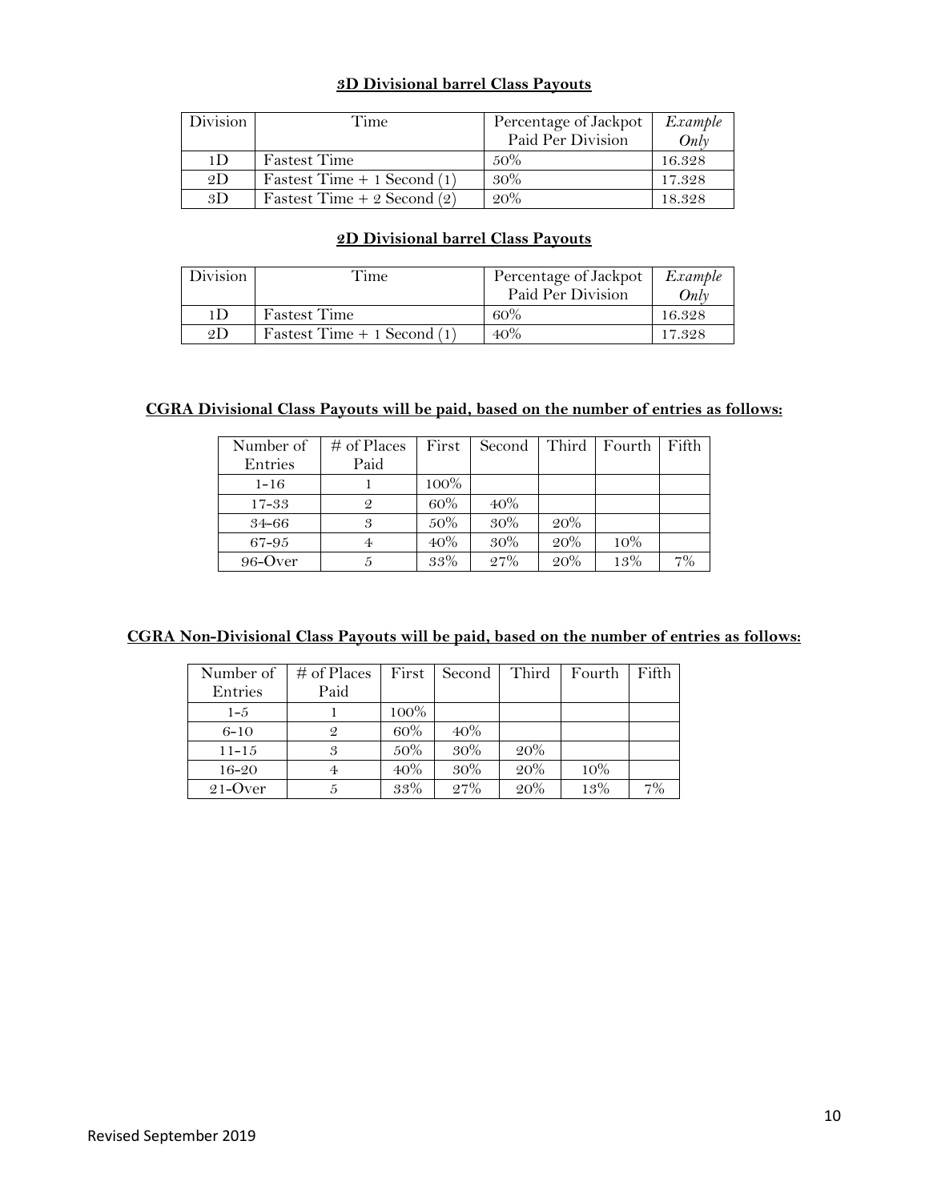**3D Divisional barrel Class Payouts**

| Division | Time | Percentage of Jackpot Paid Per Division | *Example Only* |
|---|---|---|---|
| 1D | Fastest Time | 50% | 16.328 |
| 2D | Fastest Time + 1 Second (1) | 30% | 17.328 |
| 3D | Fastest Time + 2 Second (2) | 20% | 18.328 |

**2D Divisional barrel Class Payouts**

| Division | Time | Percentage of Jackpot Paid Per Division | *Example Only* |
|---|---|---|---|
| 1D | Fastest Time | 60% | 16.328 |
| 2D | Fastest Time + 1 Second (1) | 40% | 17.328 |

**CGRA Divisional Class Payouts will be paid, based on the number of entries as follows:**

| Number of Entries | # of Places Paid | First | Second | Third | Fourth | Fifth |
|---|---|---|---|---|---|---|
| 1-16 | 1 | 100% | | | | |
| 17-33 | 2 | 60% | 40% | | | |
| 34-66 | 3 | 50% | 30% | 20% | | |
| 67-95 | 4 | 40% | 30% | 20% | 10% | |
| 96-Over | 5 | 33% | 27% | 20% | 13% | 7% |

**CGRA Non-Divisional Class Payouts will be paid, based on the number of entries as follows:**

| Number of Entries | # of Places Paid | First | Second | Third | Fourth | Fifth |
|---|---|---|---|---|---|---|
| 1-5 | 1 | 100% | | | | |
| 6-10 | 2 | 60% | 40% | | | |
| 11-15 | 3 | 50% | 30% | 20% | | |
| 16-20 | 4 | 40% | 30% | 20% | 10% | |
| 21-Over | 5 | 33% | 27% | 20% | 13% | 7% |

Revised September 2019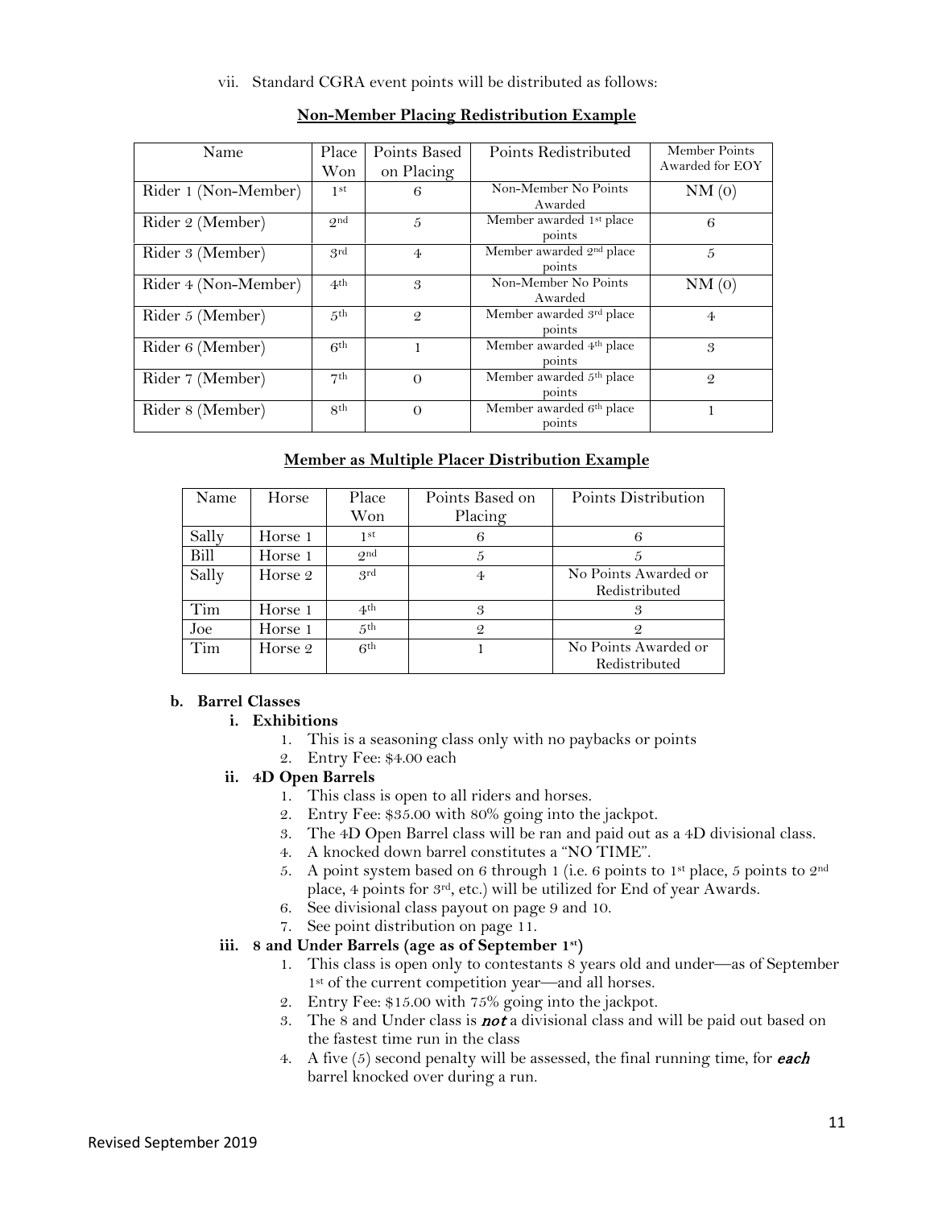vii. Standard CGRA event points will be distributed as follows:

**Non-Member Placing Redistribution Example**

| Name | Place Won | Points Based on Placing | Points Redistributed | Member Points Awarded for EOY |
|---|---|---|---|---|
| Rider 1 (Non-Member) | 1st | 6 | Non-Member No Points Awarded | NM (0) |
| Rider 2 (Member) | 2nd | 5 | Member awarded 1st place points | 6 |
| Rider 3 (Member) | 3rd | 4 | Member awarded 2nd place points | 5 |
| Rider 4 (Non-Member) | 4th | 3 | Non-Member No Points Awarded | NM (0) |
| Rider 5 (Member) | 5th | 2 | Member awarded 3rd place points | 4 |
| Rider 6 (Member) | 6th | 1 | Member awarded 4th place points | 3 |
| Rider 7 (Member) | 7th | 0 | Member awarded 5th place points | 2 |
| Rider 8 (Member) | 8th | 0 | Member awarded 6th place points | 1 |

**Member as Multiple Placer Distribution Example**

| Name | Horse | Place Won | Points Based on Placing | Points Distribution |
|---|---|---|---|---|
| Sally | Horse 1 | 1st | 6 | 6 |
| Bill | Horse 1 | 2nd | 5 | 5 |
| Sally | Horse 2 | 3rd | 4 | No Points Awarded or Redistributed |
| Tim | Horse 1 | 4th | 3 | 3 |
| Joe | Horse 1 | 5th | 2 | 2 |
| Tim | Horse 2 | 6th | 1 | No Points Awarded or Redistributed |

**b. Barrel Classes**

**i. Exhibitions**

1. This is a seasoning class only with no paybacks or points
2. Entry Fee: $4.00 each

**ii. 4D Open Barrels**

1. This class is open to all riders and horses.
2. Entry Fee: $35.00 with 80% going into the jackpot.
3. The 4D Open Barrel class will be ran and paid out as a 4D divisional class.
4. A knocked down barrel constitutes a "NO TIME".
5. A point system based on 6 through 1 (i.e. 6 points to 1st place, 5 points to 2nd place, 4 points for 3rd, etc.) will be utilized for End of year Awards.
6. See divisional class payout on page 9 and 10.
7. See point distribution on page 11.

**iii. 8 and Under Barrels (age as of September 1st)**

1. This class is open only to contestants 8 years old and under—as of September 1st of the current competition year—and all horses.
2. Entry Fee: $15.00 with 75% going into the jackpot.
3. The 8 and Under class is ***not*** a divisional class and will be paid out based on the fastest time run in the class
4. A five (5) second penalty will be assessed, the final running time, for ***each*** barrel knocked over during a run.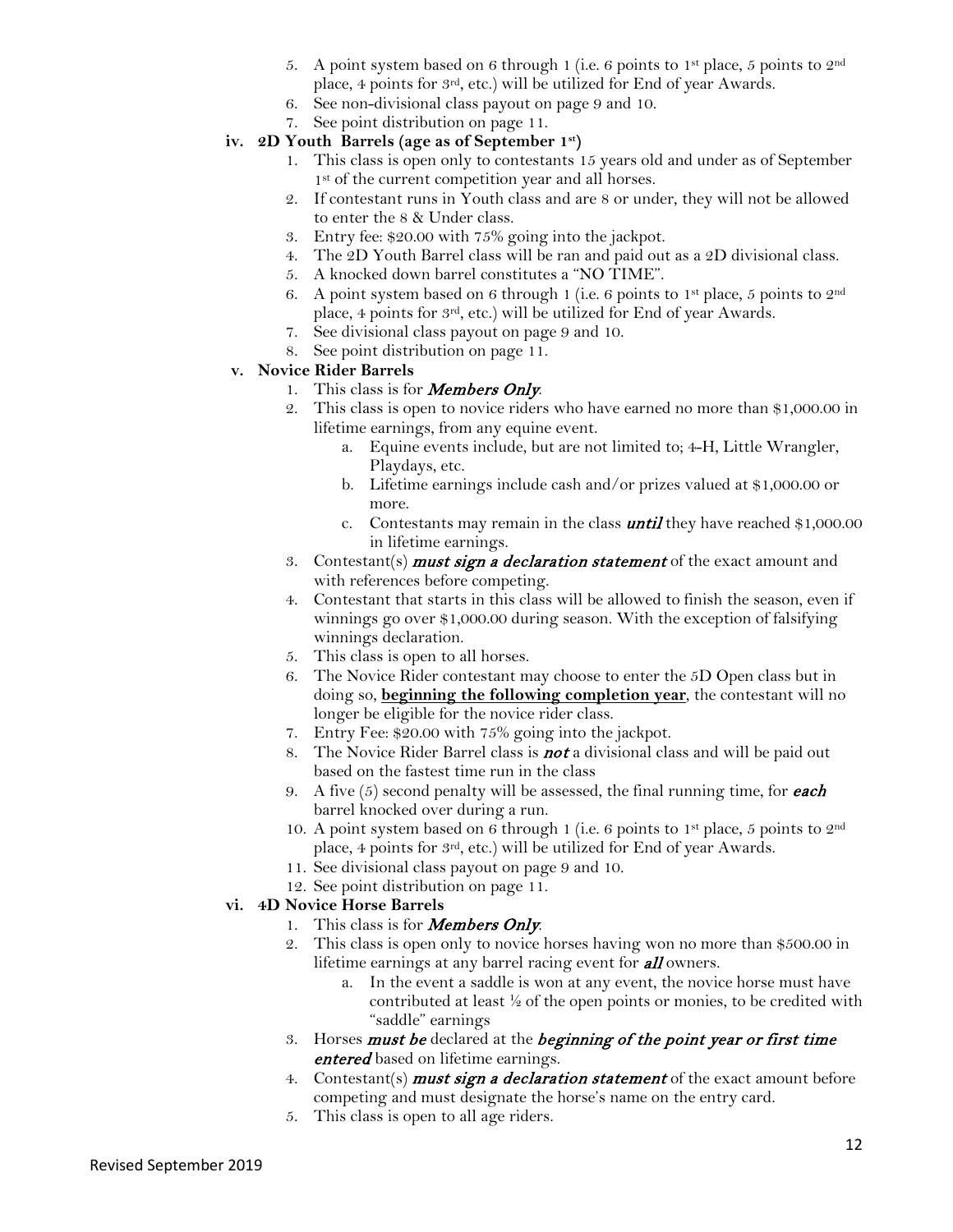5. A point system based on 6 through 1 (i.e. 6 points to 1st place, 5 points to 2nd place, 4 points for 3rd, etc.) will be utilized for End of year Awards.
6. See non-divisional class payout on page 9 and 10.
7. See point distribution on page 11.

**iv. 2D Youth Barrels (age as of September 1st)**

1. This class is open only to contestants 15 years old and under as of September 1st of the current competition year and all horses.
2. If contestant runs in Youth class and are 8 or under, they will not be allowed to enter the 8 & Under class.
3. Entry fee: $20.00 with 75% going into the jackpot.
4. The 2D Youth Barrel class will be ran and paid out as a 2D divisional class.
5. A knocked down barrel constitutes a "NO TIME".
6. A point system based on 6 through 1 (i.e. 6 points to 1st place, 5 points to 2nd place, 4 points for 3rd, etc.) will be utilized for End of year Awards.
7. See divisional class payout on page 9 and 10.
8. See point distribution on page 11.

**v. Novice Rider Barrels**

1. This class is for ***Members Only***.
2. This class is open to novice riders who have earned no more than $1,000.00 in lifetime earnings, from any equine event.
   a. Equine events include, but are not limited to; 4-H, Little Wrangler, Playdays, etc.
   b. Lifetime earnings include cash and/or prizes valued at $1,000.00 or more.
   c. Contestants may remain in the class ***until*** they have reached $1,000.00 in lifetime earnings.
3. Contestant(s) ***must sign a declaration statement*** of the exact amount and with references before competing.
4. Contestant that starts in this class will be allowed to finish the season, even if winnings go over $1,000.00 during season. With the exception of falsifying winnings declaration.
5. This class is open to all horses.
6. The Novice Rider contestant may choose to enter the 5D Open class but in doing so, **beginning the following completion year**, the contestant will no longer be eligible for the novice rider class.
7. Entry Fee: $20.00 with 75% going into the jackpot.
8. The Novice Rider Barrel class is ***not*** a divisional class and will be paid out based on the fastest time run in the class
9. A five (5) second penalty will be assessed, the final running time, for ***each*** barrel knocked over during a run.
10. A point system based on 6 through 1 (i.e. 6 points to 1st place, 5 points to 2nd place, 4 points for 3rd, etc.) will be utilized for End of year Awards.
11. See divisional class payout on page 9 and 10.
12. See point distribution on page 11.

**vi. 4D Novice Horse Barrels**

1. This class is for ***Members Only***.
2. This class is open only to novice horses having won no more than $500.00 in lifetime earnings at any barrel racing event for ***all*** owners.
   a. In the event a saddle is won at any event, the novice horse must have contributed at least ½ of the open points or monies, to be credited with "saddle" earnings
3. Horses ***must be*** declared at the ***beginning of the point year or first time entered*** based on lifetime earnings.
4. Contestant(s) ***must sign a declaration statement*** of the exact amount before competing and must designate the horse's name on the entry card.
5. This class is open to all age riders.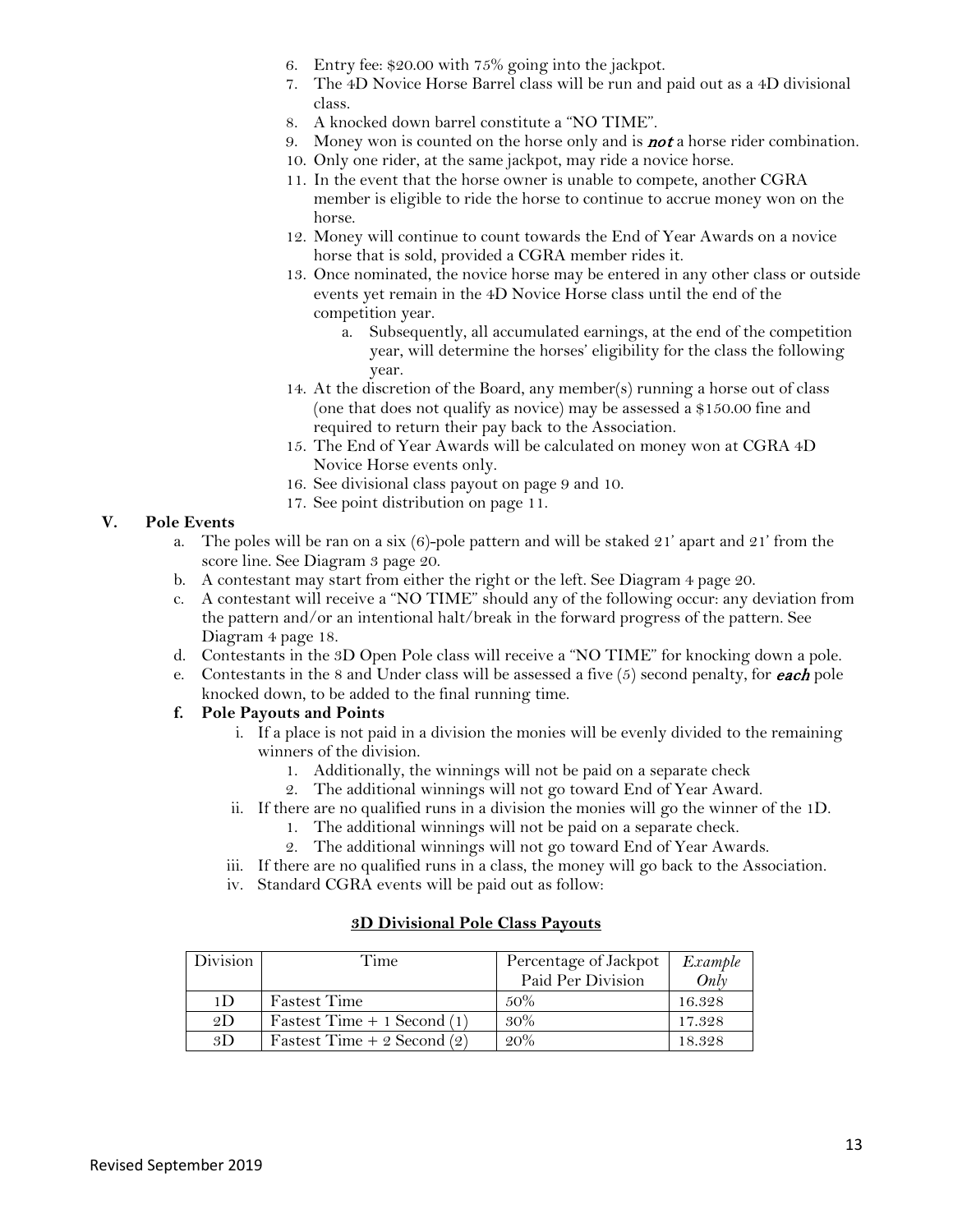6. Entry fee: $20.00 with 75% going into the jackpot.
7. The 4D Novice Horse Barrel class will be run and paid out as a 4D divisional class.
8. A knocked down barrel constitute a "NO TIME".
9. Money won is counted on the horse only and is ***not*** a horse rider combination.
10. Only one rider, at the same jackpot, may ride a novice horse.
11. In the event that the horse owner is unable to compete, another CGRA member is eligible to ride the horse to continue to accrue money won on the horse.
12. Money will continue to count towards the End of Year Awards on a novice horse that is sold, provided a CGRA member rides it.
13. Once nominated, the novice horse may be entered in any other class or outside events yet remain in the 4D Novice Horse class until the end of the competition year.
    a. Subsequently, all accumulated earnings, at the end of the competition year, will determine the horses' eligibility for the class the following year.
14. At the discretion of the Board, any member(s) running a horse out of class (one that does not qualify as novice) may be assessed a $150.00 fine and required to return their pay back to the Association.
15. The End of Year Awards will be calculated on money won at CGRA 4D Novice Horse events only.
16. See divisional class payout on page 9 and 10.
17. See point distribution on page 11.

## V. Pole Events

a. The poles will be ran on a six (6)-pole pattern and will be staked 21' apart and 21' from the score line. See Diagram 3 page 20.

b. A contestant may start from either the right or the left. See Diagram 4 page 20.

c. A contestant will receive a "NO TIME" should any of the following occur: any deviation from the pattern and/or an intentional halt/break in the forward progress of the pattern. See Diagram 4 page 18.

d. Contestants in the 3D Open Pole class will receive a "NO TIME" for knocking down a pole.

e. Contestants in the 8 and Under class will be assessed a five (5) second penalty, for ***each*** pole knocked down, to be added to the final running time.

**f. Pole Payouts and Points**

i. If a place is not paid in a division the monies will be evenly divided to the remaining winners of the division.
   1. Additionally, the winnings will not be paid on a separate check
   2. The additional winnings will not go toward End of Year Award.

ii. If there are no qualified runs in a division the monies will go the winner of the 1D.
   1. The additional winnings will not be paid on a separate check.
   2. The additional winnings will not go toward End of Year Awards.

iii. If there are no qualified runs in a class, the money will go back to the Association.

iv. Standard CGRA events will be paid out as follow:

**3D Divisional Pole Class Payouts**

| Division | Time | Percentage of Jackpot Paid Per Division | *Example Only* |
|---|---|---|---|
| 1D | Fastest Time | 50% | 16.328 |
| 2D | Fastest Time + 1 Second (1) | 30% | 17.328 |
| 3D | Fastest Time + 2 Second (2) | 20% | 18.328 |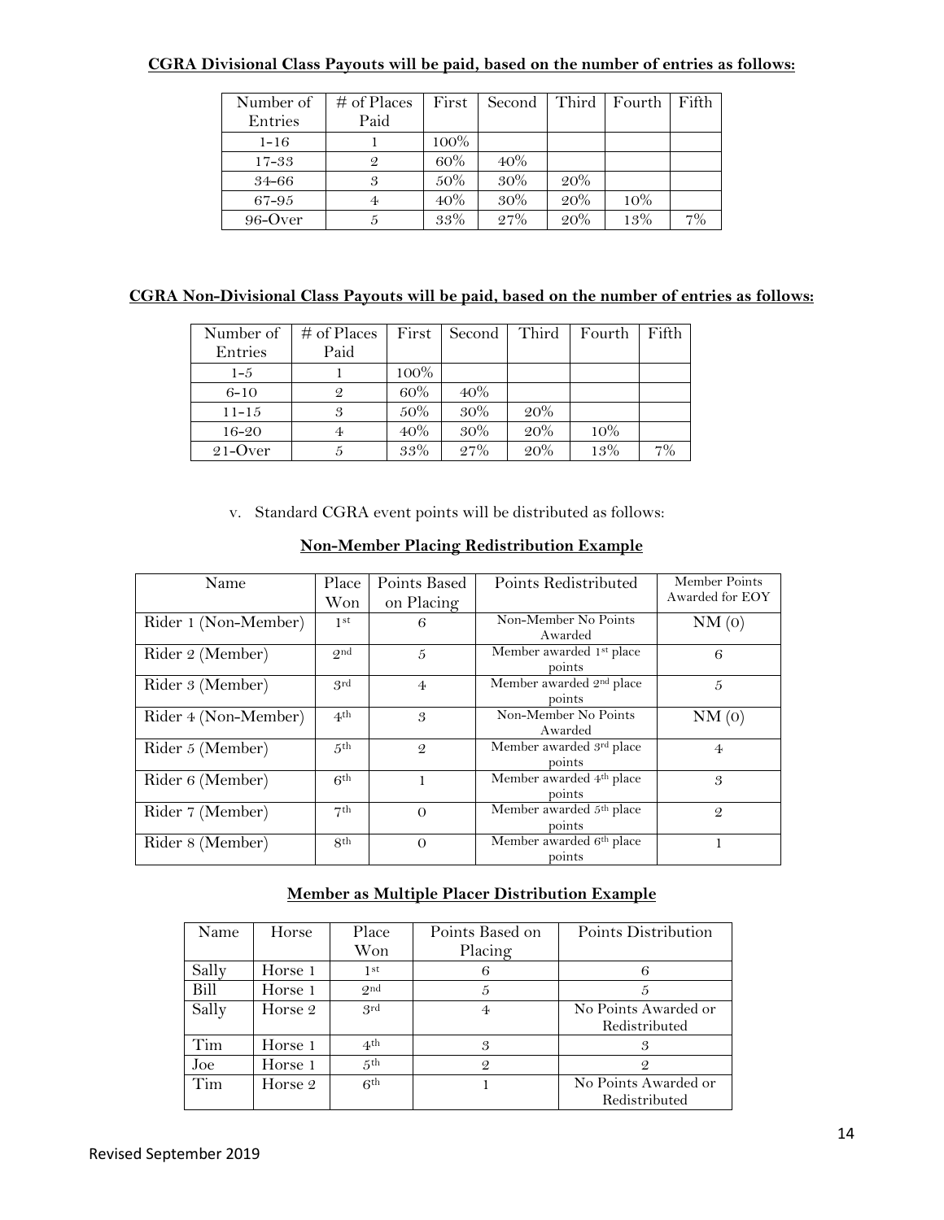**CGRA Divisional Class Payouts will be paid, based on the number of entries as follows:**

| Number of Entries | # of Places Paid | First | Second | Third | Fourth | Fifth |
|---|---|---|---|---|---|---|
| 1-16 | 1 | 100% | | | | |
| 17-33 | 2 | 60% | 40% | | | |
| 34-66 | 3 | 50% | 30% | 20% | | |
| 67-95 | 4 | 40% | 30% | 20% | 10% | |
| 96-Over | 5 | 33% | 27% | 20% | 13% | 7% |

**CGRA Non-Divisional Class Payouts will be paid, based on the number of entries as follows:**

| Number of Entries | # of Places Paid | First | Second | Third | Fourth | Fifth |
|---|---|---|---|---|---|---|
| 1-5 | 1 | 100% | | | | |
| 6-10 | 2 | 60% | 40% | | | |
| 11-15 | 3 | 50% | 30% | 20% | | |
| 16-20 | 4 | 40% | 30% | 20% | 10% | |
| 21-Over | 5 | 33% | 27% | 20% | 13% | 7% |

v. Standard CGRA event points will be distributed as follows:

**Non-Member Placing Redistribution Example**

| Name | Place Won | Points Based on Placing | Points Redistributed | Member Points Awarded for EOY |
|---|---|---|---|---|
| Rider 1 (Non-Member) | 1st | 6 | Non-Member No Points Awarded | NM (0) |
| Rider 2 (Member) | 2nd | 5 | Member awarded 1st place points | 6 |
| Rider 3 (Member) | 3rd | 4 | Member awarded 2nd place points | 5 |
| Rider 4 (Non-Member) | 4th | 3 | Non-Member No Points Awarded | NM (0) |
| Rider 5 (Member) | 5th | 2 | Member awarded 3rd place points | 4 |
| Rider 6 (Member) | 6th | 1 | Member awarded 4th place points | 3 |
| Rider 7 (Member) | 7th | 0 | Member awarded 5th place points | 2 |
| Rider 8 (Member) | 8th | 0 | Member awarded 6th place points | 1 |

**Member as Multiple Placer Distribution Example**

| Name | Horse | Place Won | Points Based on Placing | Points Distribution |
|---|---|---|---|---|
| Sally | Horse 1 | 1st | 6 | 6 |
| Bill | Horse 1 | 2nd | 5 | 5 |
| Sally | Horse 2 | 3rd | 4 | No Points Awarded or Redistributed |
| Tim | Horse 1 | 4th | 3 | 3 |
| Joe | Horse 1 | 5th | 2 | 2 |
| Tim | Horse 2 | 6th | 1 | No Points Awarded or Redistributed |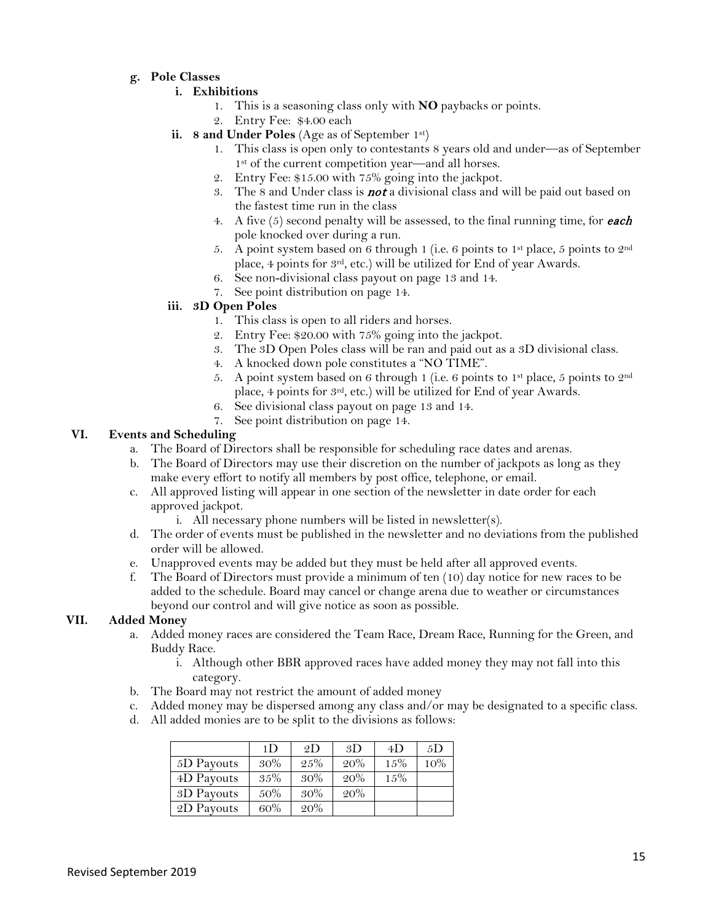g. **Pole Classes**

i. **Exhibitions**

1. This is a seasoning class only with **NO** paybacks or points.
2. Entry Fee: $4.00 each

ii. **8 and Under Poles** (Age as of September 1st)

1. This class is open only to contestants 8 years old and under—as of September 1st of the current competition year—and all horses.
2. Entry Fee: $15.00 with 75% going into the jackpot.
3. The 8 and Under class is ***not*** a divisional class and will be paid out based on the fastest time run in the class
4. A five (5) second penalty will be assessed, to the final running time, for ***each*** pole knocked over during a run.
5. A point system based on 6 through 1 (i.e. 6 points to 1st place, 5 points to 2nd place, 4 points for 3rd, etc.) will be utilized for End of year Awards.
6. See non-divisional class payout on page 13 and 14.
7. See point distribution on page 14.

iii. **3D Open Poles**

1. This class is open to all riders and horses.
2. Entry Fee: $20.00 with 75% going into the jackpot.
3. The 3D Open Poles class will be ran and paid out as a 3D divisional class.
4. A knocked down pole constitutes a "NO TIME".
5. A point system based on 6 through 1 (i.e. 6 points to 1st place, 5 points to 2nd place, 4 points for 3rd, etc.) will be utilized for End of year Awards.
6. See divisional class payout on page 13 and 14.
7. See point distribution on page 14.

## VI. Events and Scheduling

a. The Board of Directors shall be responsible for scheduling race dates and arenas.

b. The Board of Directors may use their discretion on the number of jackpots as long as they make every effort to notify all members by post office, telephone, or email.

c. All approved listing will appear in one section of the newsletter in date order for each approved jackpot.

   i. All necessary phone numbers will be listed in newsletter(s).

d. The order of events must be published in the newsletter and no deviations from the published order will be allowed.

e. Unapproved events may be added but they must be held after all approved events.

f. The Board of Directors must provide a minimum of ten (10) day notice for new races to be added to the schedule. Board may cancel or change arena due to weather or circumstances beyond our control and will give notice as soon as possible.

## VII. Added Money

a. Added money races are considered the Team Race, Dream Race, Running for the Green, and Buddy Race.

   i. Although other BBR approved races have added money they may not fall into this category.

b. The Board may not restrict the amount of added money

c. Added money may be dispersed among any class and/or may be designated to a specific class.

d. All added monies are to be split to the divisions as follows:

| | 1D | 2D | 3D | 4D | 5D |
|---|---|---|---|---|---|
| 5D Payouts | 30% | 25% | 20% | 15% | 10% |
| 4D Payouts | 35% | 30% | 20% | 15% | |
| 3D Payouts | 50% | 30% | 20% | | |
| 2D Payouts | 60% | 20% | | | |

Revised September 2019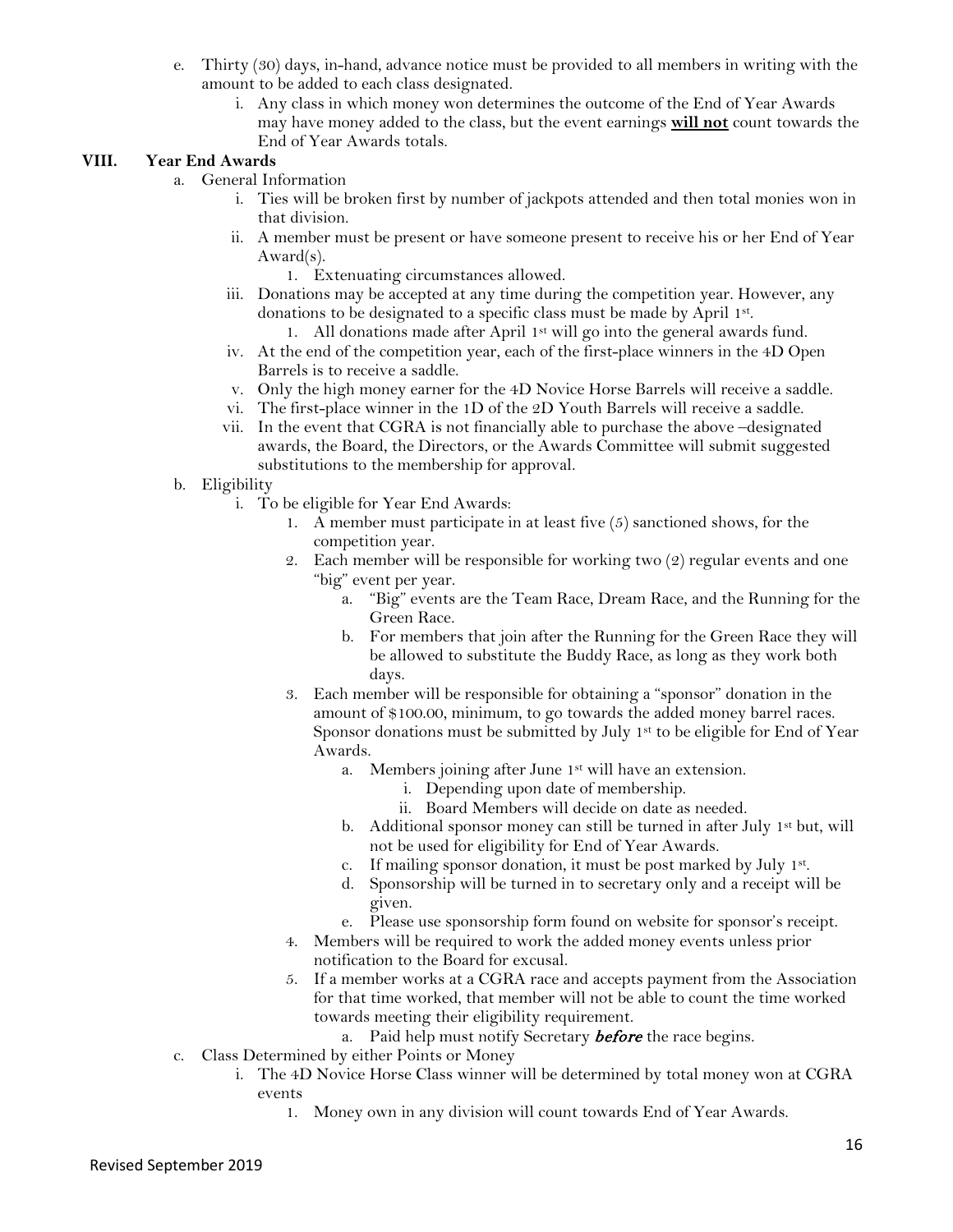e. Thirty (30) days, in-hand, advance notice must be provided to all members in writing with the amount to be added to each class designated.
    i. Any class in which money won determines the outcome of the End of Year Awards may have money added to the class, but the event earnings **will not** count towards the End of Year Awards totals.

## VIII. Year End Awards

a. General Information
    i. Ties will be broken first by number of jackpots attended and then total monies won in that division.
    ii. A member must be present or have someone present to receive his or her End of Year Award(s).
        1. Extenuating circumstances allowed.
    iii. Donations may be accepted at any time during the competition year. However, any donations to be designated to a specific class must be made by April 1st.
        1. All donations made after April 1st will go into the general awards fund.
    iv. At the end of the competition year, each of the first-place winners in the 4D Open Barrels is to receive a saddle.
    v. Only the high money earner for the 4D Novice Horse Barrels will receive a saddle.
    vi. The first-place winner in the 1D of the 2D Youth Barrels will receive a saddle.
    vii. In the event that CGRA is not financially able to purchase the above –designated awards, the Board, the Directors, or the Awards Committee will submit suggested substitutions to the membership for approval.

b. Eligibility
    i. To be eligible for Year End Awards:
        1. A member must participate in at least five (5) sanctioned shows, for the competition year.
        2. Each member will be responsible for working two (2) regular events and one "big" event per year.
            a. "Big" events are the Team Race, Dream Race, and the Running for the Green Race.
            b. For members that join after the Running for the Green Race they will be allowed to substitute the Buddy Race, as long as they work both days.
        3. Each member will be responsible for obtaining a "sponsor" donation in the amount of $100.00, minimum, to go towards the added money barrel races. Sponsor donations must be submitted by July 1st to be eligible for End of Year Awards.
            a. Members joining after June 1st will have an extension.
                i. Depending upon date of membership.
                ii. Board Members will decide on date as needed.
            b. Additional sponsor money can still be turned in after July 1st but, will not be used for eligibility for End of Year Awards.
            c. If mailing sponsor donation, it must be post marked by July 1st.
            d. Sponsorship will be turned in to secretary only and a receipt will be given.
            e. Please use sponsorship form found on website for sponsor's receipt.
        4. Members will be required to work the added money events unless prior notification to the Board for excusal.
        5. If a member works at a CGRA race and accepts payment from the Association for that time worked, that member will not be able to count the time worked towards meeting their eligibility requirement.
            a. Paid help must notify Secretary ***before*** the race begins.

c. Class Determined by either Points or Money
    i. The 4D Novice Horse Class winner will be determined by total money won at CGRA events
        1. Money own in any division will count towards End of Year Awards.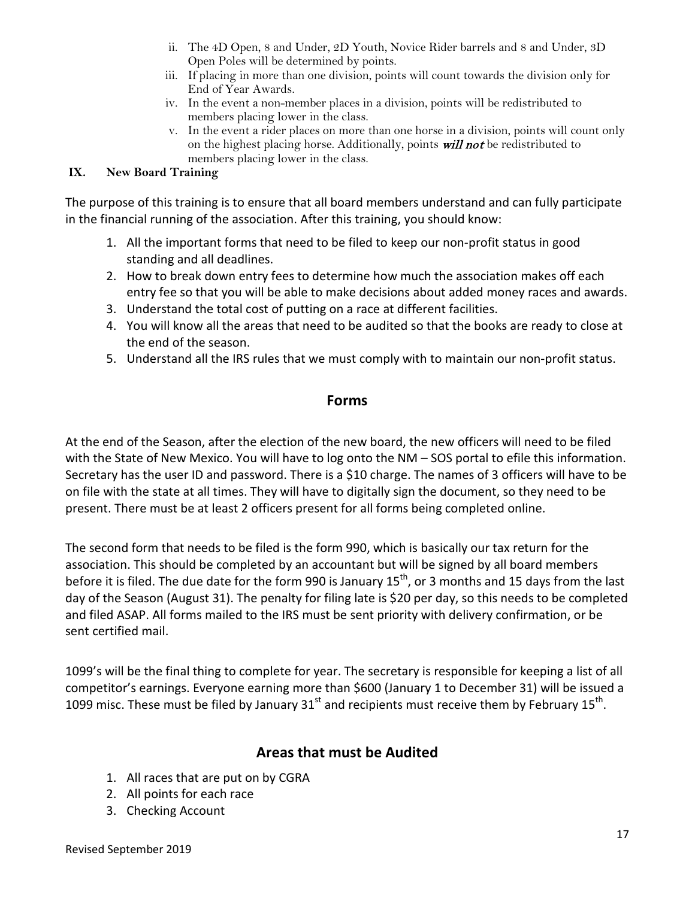ii. The 4D Open, 8 and Under, 2D Youth, Novice Rider barrels and 8 and Under, 3D Open Poles will be determined by points.

iii. If placing in more than one division, points will count towards the division only for End of Year Awards.

iv. In the event a non-member places in a division, points will be redistributed to members placing lower in the class.

v. In the event a rider places on more than one horse in a division, points will count only on the highest placing horse. Additionally, points ***will not*** be redistributed to members placing lower in the class.

**IX. New Board Training**

The purpose of this training is to ensure that all board members understand and can fully participate in the financial running of the association. After this training, you should know:

1. All the important forms that need to be filed to keep our non-profit status in good standing and all deadlines.
2. How to break down entry fees to determine how much the association makes off each entry fee so that you will be able to make decisions about added money races and awards.
3. Understand the total cost of putting on a race at different facilities.
4. You will know all the areas that need to be audited so that the books are ready to close at the end of the season.
5. Understand all the IRS rules that we must comply with to maintain our non-profit status.

## Forms

At the end of the Season, after the election of the new board, the new officers will need to be filed with the State of New Mexico. You will have to log onto the NM – SOS portal to efile this information. Secretary has the user ID and password. There is a $10 charge. The names of 3 officers will have to be on file with the state at all times. They will have to digitally sign the document, so they need to be present. There must be at least 2 officers present for all forms being completed online.

The second form that needs to be filed is the form 990, which is basically our tax return for the association. This should be completed by an accountant but will be signed by all board members before it is filed. The due date for the form 990 is January 15th, or 3 months and 15 days from the last day of the Season (August 31). The penalty for filing late is $20 per day, so this needs to be completed and filed ASAP. All forms mailed to the IRS must be sent priority with delivery confirmation, or be sent certified mail.

1099's will be the final thing to complete for year. The secretary is responsible for keeping a list of all competitor's earnings. Everyone earning more than $600 (January 1 to December 31) will be issued a 1099 misc. These must be filed by January 31st and recipients must receive them by February 15th.

## Areas that must be Audited

1. All races that are put on by CGRA
2. All points for each race
3. Checking Account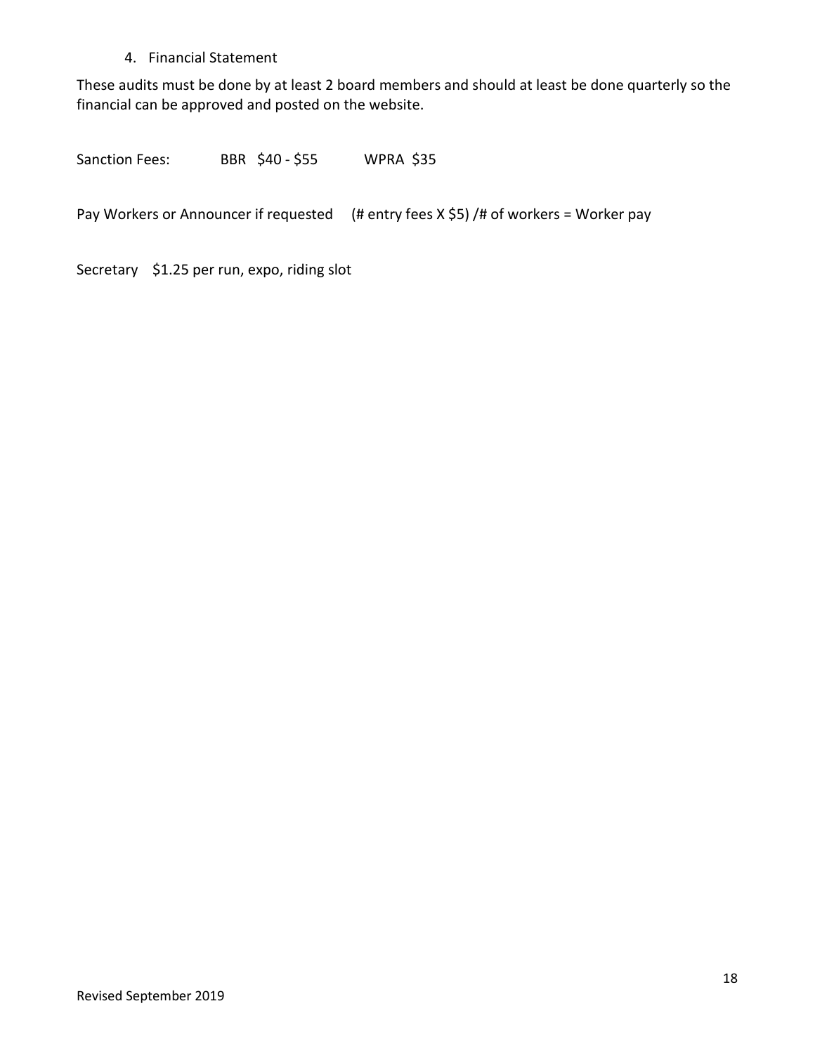4. Financial Statement

These audits must be done by at least 2 board members and should at least be done quarterly so the financial can be approved and posted on the website.

Sanction Fees: BBR $40 - $55 WPRA $35

Pay Workers or Announcer if requested (# entry fees X $5) /# of workers = Worker pay

Secretary $1.25 per run, expo, riding slot

Revised September 2019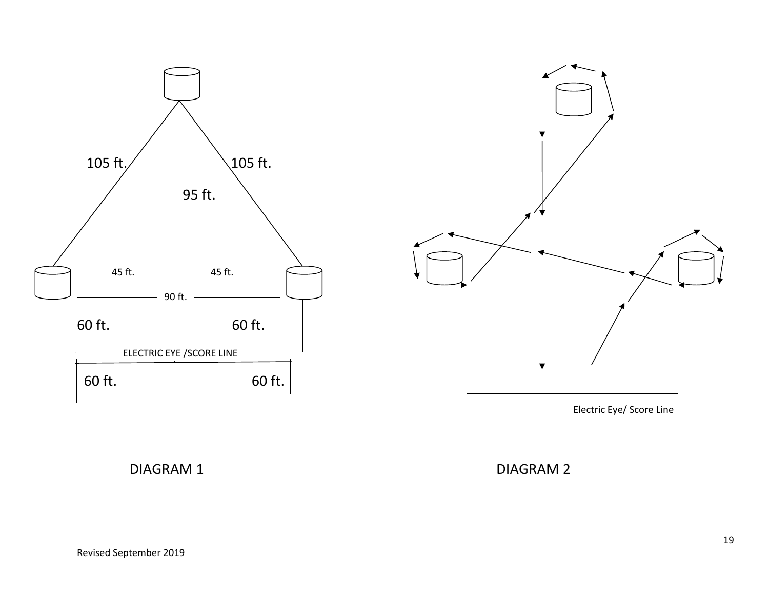105 ft.

105 ft.

95 ft.

45 ft.

45 ft.

90 ft.

60 ft.

60 ft.

ELECTRIC EYE /SCORE LINE

60 ft.

60 ft.

DIAGRAM 1

Electric Eye/ Score Line

DIAGRAM 2

Revised September 2019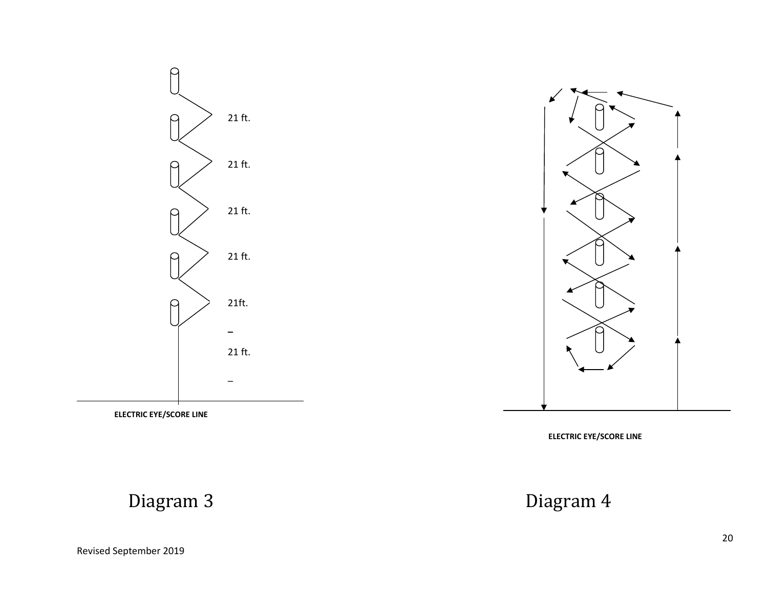21 ft.

21 ft.

21 ft.

21 ft.

21ft.

–

21 ft.

–

ELECTRIC EYE/SCORE LINE

Diagram 3

ELECTRIC EYE/SCORE LINE

Diagram 4

Revised September 2019